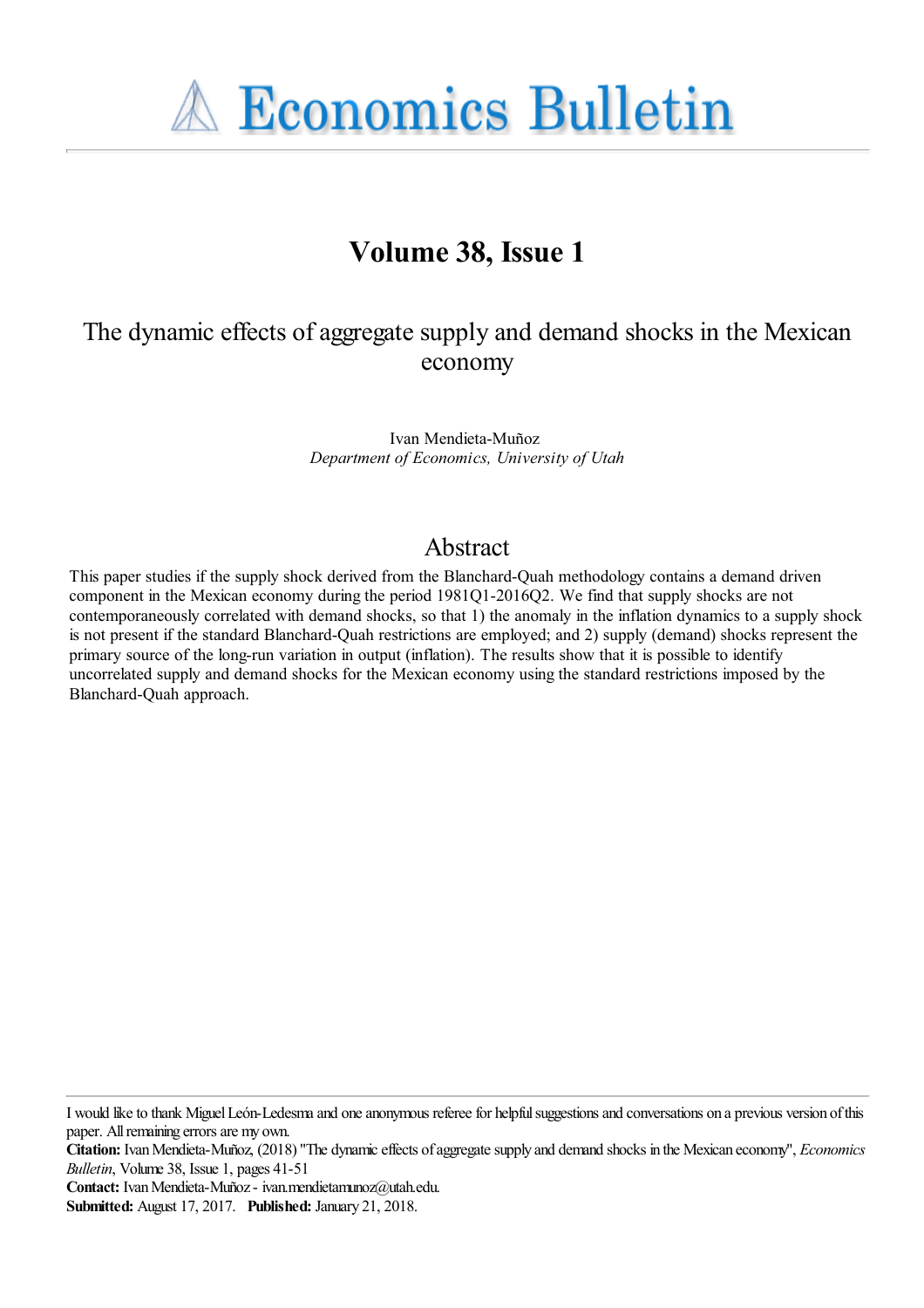# Volume 38, Issue 1

## The dynamic effects of aggregate supply and demand shocks in the Mexican economy

Ivan Mendieta-Muñoz
*Department of Economics, University of Utah*

## Abstract

This paper studies if the supply shock derived from the Blanchard-Quah methodology contains a demand driven component in the Mexican economy during the period 1981Q1-2016Q2. We find that supply shocks are not contemporaneously correlated with demand shocks, so that 1) the anomaly in the inflation dynamics to a supply shock is not present if the standard Blanchard-Quah restrictions are employed; and 2) supply (demand) shocks represent the primary source of the long-run variation in output (inflation). The results show that it is possible to identify uncorrelated supply and demand shocks for the Mexican economy using the standard restrictions imposed by the Blanchard-Quah approach.

---

I would like to thank Miguel León-Ledesma and one anonymous referee for helpful suggestions and conversations on a previous version of this paper. All remaining errors are my own.

**Citation:** Ivan Mendieta-Muñoz, (2018) "The dynamic effects of aggregate supply and demand shocks in the Mexican economy", *Economics Bulletin*, Volume 38, Issue 1, pages 41-51

**Contact:** Ivan Mendieta-Muñoz - ivan.mendietamunoz@utah.edu.

**Submitted:** August 17, 2017. **Published:** January 21, 2018.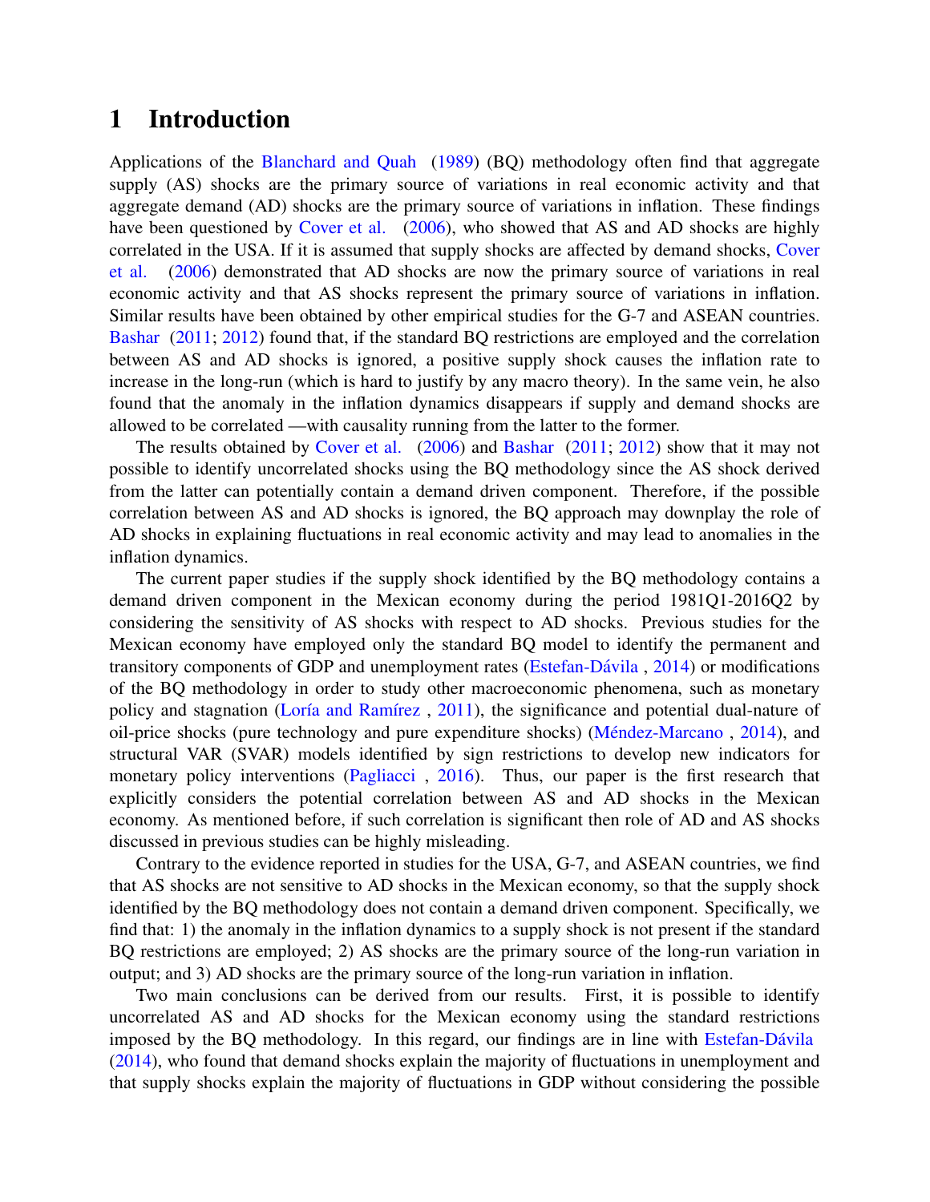# 1 Introduction

Applications of the Blanchard and Quah (1989) (BQ) methodology often find that aggregate supply (AS) shocks are the primary source of variations in real economic activity and that aggregate demand (AD) shocks are the primary source of variations in inflation. These findings have been questioned by Cover et al. (2006), who showed that AS and AD shocks are highly correlated in the USA. If it is assumed that supply shocks are affected by demand shocks, Cover et al. (2006) demonstrated that AD shocks are now the primary source of variations in real economic activity and that AS shocks represent the primary source of variations in inflation. Similar results have been obtained by other empirical studies for the G-7 and ASEAN countries. Bashar (2011; 2012) found that, if the standard BQ restrictions are employed and the correlation between AS and AD shocks is ignored, a positive supply shock causes the inflation rate to increase in the long-run (which is hard to justify by any macro theory). In the same vein, he also found that the anomaly in the inflation dynamics disappears if supply and demand shocks are allowed to be correlated —with causality running from the latter to the former.

The results obtained by Cover et al. (2006) and Bashar (2011; 2012) show that it may not possible to identify uncorrelated shocks using the BQ methodology since the AS shock derived from the latter can potentially contain a demand driven component. Therefore, if the possible correlation between AS and AD shocks is ignored, the BQ approach may downplay the role of AD shocks in explaining fluctuations in real economic activity and may lead to anomalies in the inflation dynamics.

The current paper studies if the supply shock identified by the BQ methodology contains a demand driven component in the Mexican economy during the period 1981Q1-2016Q2 by considering the sensitivity of AS shocks with respect to AD shocks. Previous studies for the Mexican economy have employed only the standard BQ model to identify the permanent and transitory components of GDP and unemployment rates (Estefan-Dávila , 2014) or modifications of the BQ methodology in order to study other macroeconomic phenomena, such as monetary policy and stagnation (Loría and Ramírez , 2011), the significance and potential dual-nature of oil-price shocks (pure technology and pure expenditure shocks) (Méndez-Marcano , 2014), and structural VAR (SVAR) models identified by sign restrictions to develop new indicators for monetary policy interventions (Pagliacci , 2016). Thus, our paper is the first research that explicitly considers the potential correlation between AS and AD shocks in the Mexican economy. As mentioned before, if such correlation is significant then role of AD and AS shocks discussed in previous studies can be highly misleading.

Contrary to the evidence reported in studies for the USA, G-7, and ASEAN countries, we find that AS shocks are not sensitive to AD shocks in the Mexican economy, so that the supply shock identified by the BQ methodology does not contain a demand driven component. Specifically, we find that: 1) the anomaly in the inflation dynamics to a supply shock is not present if the standard BQ restrictions are employed; 2) AS shocks are the primary source of the long-run variation in output; and 3) AD shocks are the primary source of the long-run variation in inflation.

Two main conclusions can be derived from our results. First, it is possible to identify uncorrelated AS and AD shocks for the Mexican economy using the standard restrictions imposed by the BQ methodology. In this regard, our findings are in line with Estefan-Dávila (2014), who found that demand shocks explain the majority of fluctuations in unemployment and that supply shocks explain the majority of fluctuations in GDP without considering the possible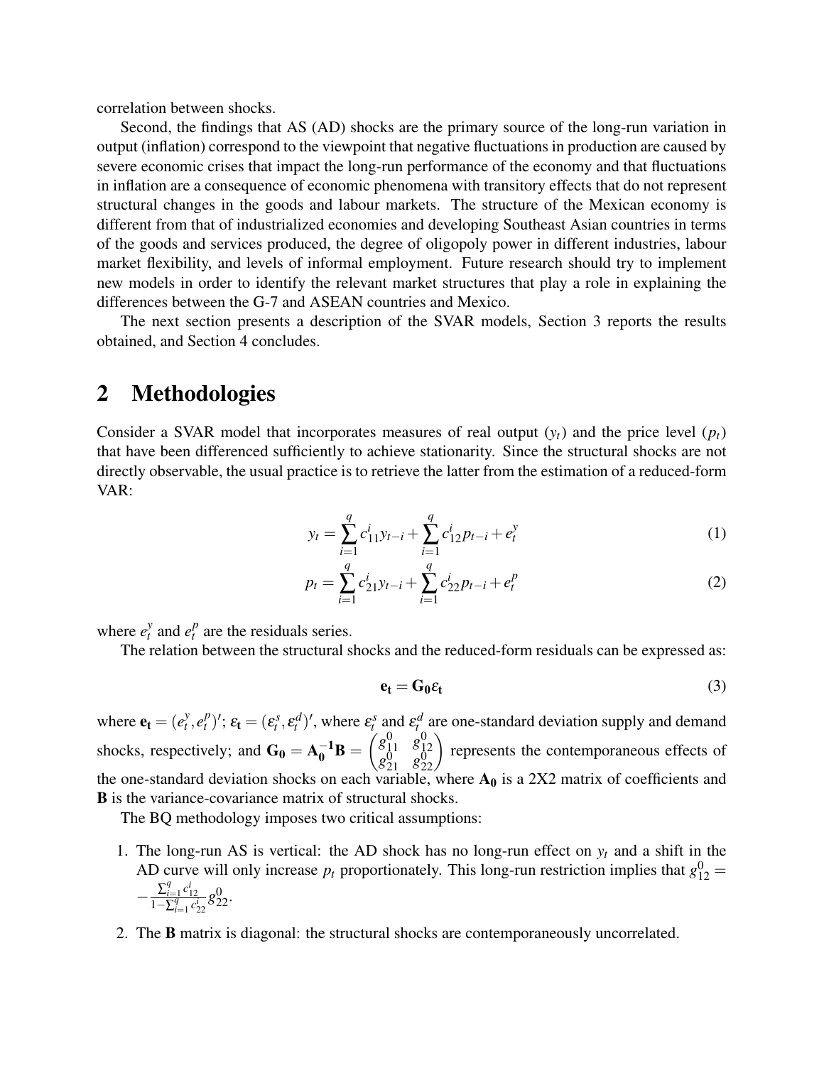correlation between shocks.

Second, the findings that AS (AD) shocks are the primary source of the long-run variation in output (inflation) correspond to the viewpoint that negative fluctuations in production are caused by severe economic crises that impact the long-run performance of the economy and that fluctuations in inflation are a consequence of economic phenomena with transitory effects that do not represent structural changes in the goods and labour markets. The structure of the Mexican economy is different from that of industrialized economies and developing Southeast Asian countries in terms of the goods and services produced, the degree of oligopoly power in different industries, labour market flexibility, and levels of informal employment. Future research should try to implement new models in order to identify the relevant market structures that play a role in explaining the differences between the G-7 and ASEAN countries and Mexico.

The next section presents a description of the SVAR models, Section 3 reports the results obtained, and Section 4 concludes.

## 2 Methodologies

Consider a SVAR model that incorporates measures of real output ($y_t$) and the price level ($p_t$) that have been differenced sufficiently to achieve stationarity. Since the structural shocks are not directly observable, the usual practice is to retrieve the latter from the estimation of a reduced-form VAR:

$$y_t = \sum_{i=1}^{q} c_{11}^{i} y_{t-i} + \sum_{i=1}^{q} c_{12}^{i} p_{t-i} + e_t^y \tag{1}$$

$$p_t = \sum_{i=1}^{q} c_{21}^{i} y_{t-i} + \sum_{i=1}^{q} c_{22}^{i} p_{t-i} + e_t^p \tag{2}$$

where $e_t^y$ and $e_t^p$ are the residuals series.

The relation between the structural shocks and the reduced-form residuals can be expressed as:

$$\mathbf{e_t} = \mathbf{G_0} \varepsilon_\mathbf{t} \tag{3}$$

where $\mathbf{e_t} = (e_t^y, e_t^p)'$; $\varepsilon_\mathbf{t} = (\varepsilon_t^s, \varepsilon_t^d)'$, where $\varepsilon_t^s$ and $\varepsilon_t^d$ are one-standard deviation supply and demand shocks, respectively; and $\mathbf{G_0} = \mathbf{A_0^{-1}B} = \begin{pmatrix} g_{11}^0 & g_{12}^0 \\ g_{21}^0 & g_{22}^0 \end{pmatrix}$ represents the contemporaneous effects of the one-standard deviation shocks on each variable, where $\mathbf{A_0}$ is a 2X2 matrix of coefficients and $\mathbf{B}$ is the variance-covariance matrix of structural shocks.

The BQ methodology imposes two critical assumptions:

1. The long-run AS is vertical: the AD shock has no long-run effect on $y_t$ and a shift in the AD curve will only increase $p_t$ proportionately. This long-run restriction implies that $g_{12}^0 = -\frac{\sum_{i=1}^{q} c_{12}^i}{1-\sum_{i=1}^{q} c_{22}^i} g_{22}^0$.
2. The $\mathbf{B}$ matrix is diagonal: the structural shocks are contemporaneously uncorrelated.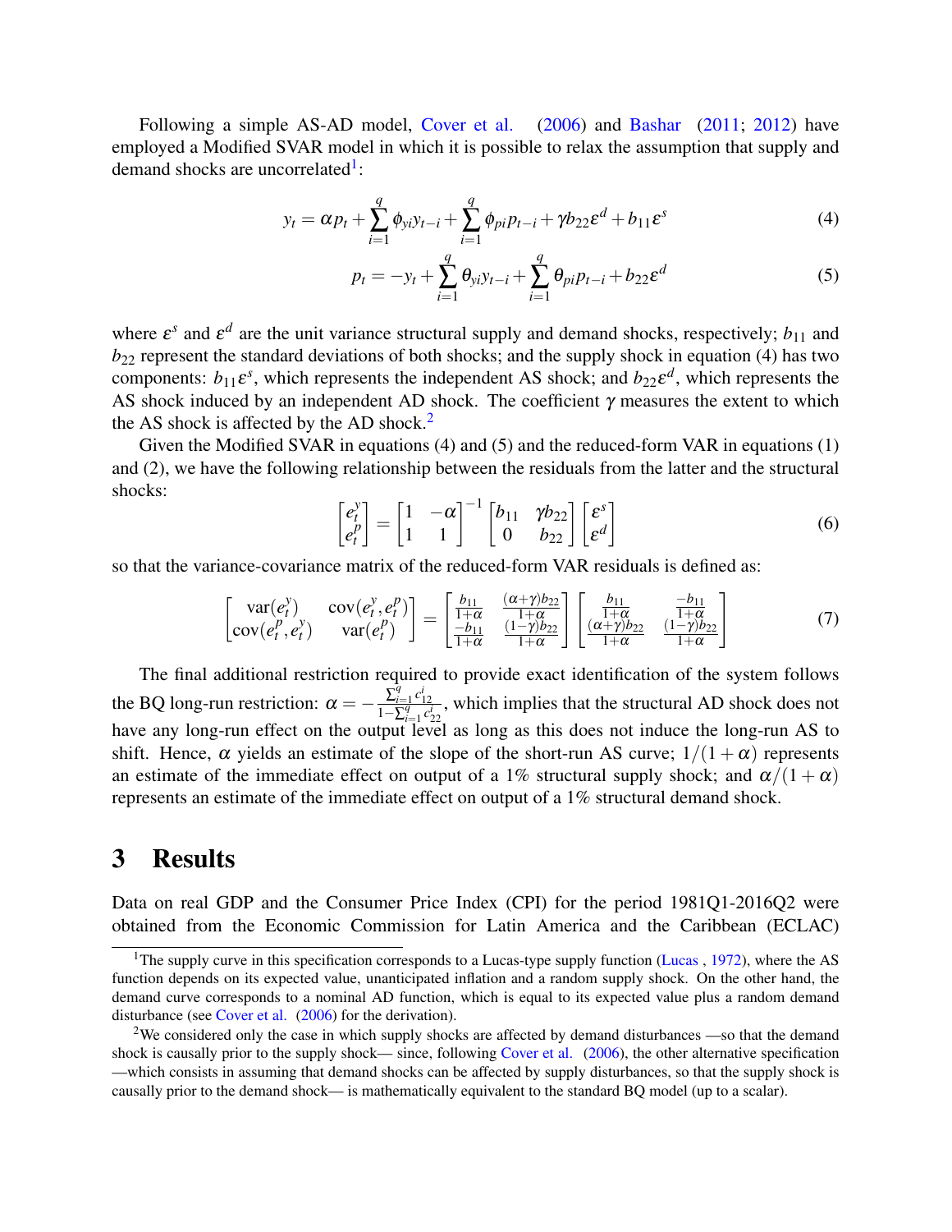Following a simple AS-AD model, Cover et al. (2006) and Bashar (2011; 2012) have employed a Modified SVAR model in which it is possible to relax the assumption that supply and demand shocks are uncorrelated[1]:

$$y_t = \alpha p_t + \sum_{i=1}^{q} \phi_{yi} y_{t-i} + \sum_{i=1}^{q} \phi_{pi} p_{t-i} + \gamma b_{22} \varepsilon^d + b_{11} \varepsilon^s \tag{4}$$

$$p_t = -y_t + \sum_{i=1}^{q} \theta_{yi} y_{t-i} + \sum_{i=1}^{q} \theta_{pi} p_{t-i} + b_{22} \varepsilon^d \tag{5}$$

where $\varepsilon^s$ and $\varepsilon^d$ are the unit variance structural supply and demand shocks, respectively; $b_{11}$ and $b_{22}$ represent the standard deviations of both shocks; and the supply shock in equation (4) has two components: $b_{11}\varepsilon^s$, which represents the independent AS shock; and $b_{22}\varepsilon^d$, which represents the AS shock induced by an independent AD shock. The coefficient $\gamma$ measures the extent to which the AS shock is affected by the AD shock.[2]

Given the Modified SVAR in equations (4) and (5) and the reduced-form VAR in equations (1) and (2), we have the following relationship between the residuals from the latter and the structural shocks:

$$\begin{bmatrix} e_t^y \\ e_t^p \end{bmatrix} = \begin{bmatrix} 1 & -\alpha \\ 1 & 1 \end{bmatrix}^{-1} \begin{bmatrix} b_{11} & \gamma b_{22} \\ 0 & b_{22} \end{bmatrix} \begin{bmatrix} \varepsilon^s \\ \varepsilon^d \end{bmatrix} \tag{6}$$

so that the variance-covariance matrix of the reduced-form VAR residuals is defined as:

$$\begin{bmatrix} \mathrm{var}(e_t^y) & \mathrm{cov}(e_t^y, e_t^p) \\ \mathrm{cov}(e_t^p, e_t^y) & \mathrm{var}(e_t^p) \end{bmatrix} = \begin{bmatrix} \frac{b_{11}}{1+\alpha} & \frac{(\alpha+\gamma)b_{22}}{1+\alpha} \\ \frac{-b_{11}}{1+\alpha} & \frac{(1-\gamma)b_{22}}{1+\alpha} \end{bmatrix} \begin{bmatrix} \frac{b_{11}}{1+\alpha} & \frac{-b_{11}}{1+\alpha} \\ \frac{(\alpha+\gamma)b_{22}}{1+\alpha} & \frac{(1-\gamma)b_{22}}{1+\alpha} \end{bmatrix} \tag{7}$$

The final additional restriction required to provide exact identification of the system follows the BQ long-run restriction: $\alpha = -\frac{\sum_{i=1}^{q} c_{12}^i}{1-\sum_{i=1}^{q} c_{22}^i}$, which implies that the structural AD shock does not have any long-run effect on the output level as long as this does not induce the long-run AS to shift. Hence, $\alpha$ yields an estimate of the slope of the short-run AS curve; $1/(1+\alpha)$ represents an estimate of the immediate effect on output of a 1% structural supply shock; and $\alpha/(1+\alpha)$ represents an estimate of the immediate effect on output of a 1% structural demand shock.

# 3 Results

Data on real GDP and the Consumer Price Index (CPI) for the period 1981Q1-2016Q2 were obtained from the Economic Commission for Latin America and the Caribbean (ECLAC)

---

[1] The supply curve in this specification corresponds to a Lucas-type supply function (Lucas , 1972), where the AS function depends on its expected value, unanticipated inflation and a random supply shock. On the other hand, the demand curve corresponds to a nominal AD function, which is equal to its expected value plus a random demand disturbance (see Cover et al. (2006) for the derivation).

[2] We considered only the case in which supply shocks are affected by demand disturbances —so that the demand shock is causally prior to the supply shock— since, following Cover et al. (2006), the other alternative specification —which consists in assuming that demand shocks can be affected by supply disturbances, so that the supply shock is causally prior to the demand shock— is mathematically equivalent to the standard BQ model (up to a scalar).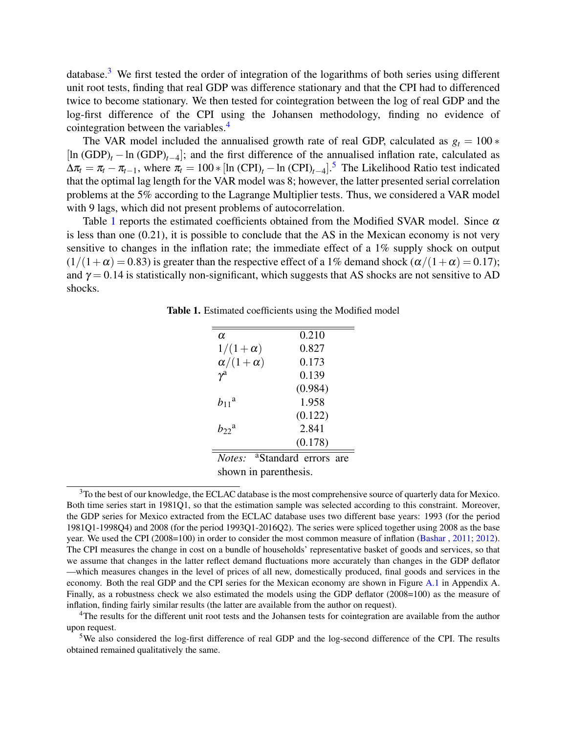database.[3] We first tested the order of integration of the logarithms of both series using different unit root tests, finding that real GDP was difference stationary and that the CPI had to differenced twice to become stationary. We then tested for cointegration between the log of real GDP and the log-first difference of the CPI using the Johansen methodology, finding no evidence of cointegration between the variables.[4]

The VAR model included the annualised growth rate of real GDP, calculated as $g_t = 100 * [\ln(\text{GDP})_t - \ln(\text{GDP})_{t-4}]$; and the first difference of the annualised inflation rate, calculated as $\Delta\pi_t = \pi_t - \pi_{t-1}$, where $\pi_t = 100 * [\ln(\text{CPI})_t - \ln(\text{CPI})_{t-4}]$.[5] The Likelihood Ratio test indicated that the optimal lag length for the VAR model was 8; however, the latter presented serial correlation problems at the 5% according to the Lagrange Multiplier tests. Thus, we considered a VAR model with 9 lags, which did not present problems of autocorrelation.

Table 1 reports the estimated coefficients obtained from the Modified SVAR model. Since $\alpha$ is less than one (0.21), it is possible to conclude that the AS in the Mexican economy is not very sensitive to changes in the inflation rate; the immediate effect of a 1% supply shock on output $(1/(1+\alpha) = 0.83)$ is greater than the respective effect of a 1% demand shock $(\alpha/(1+\alpha) = 0.17)$; and $\gamma = 0.14$ is statistically non-significant, which suggests that AS shocks are not sensitive to AD shocks.

**Table 1.** Estimated coefficients using the Modified model

| | |
|---|---|
| $\alpha$ | 0.210 |
| $1/(1+\alpha)$ | 0.827 |
| $\alpha/(1+\alpha)$ | 0.173 |
| $\gamma$[a] | 0.139 |
| | (0.984) |
| $b_{11}$[a] | 1.958 |
| | (0.122) |
| $b_{22}$[a] | 2.841 |
| | (0.178) |

*Notes:* [a]Standard errors are shown in parenthesis.

[3] To the best of our knowledge, the ECLAC database is the most comprehensive source of quarterly data for Mexico. Both time series start in 1981Q1, so that the estimation sample was selected according to this constraint. Moreover, the GDP series for Mexico extracted from the ECLAC database uses two different base years: 1993 (for the period 1981Q1-1998Q4) and 2008 (for the period 1993Q1-2016Q2). The series were spliced together using 2008 as the base year. We used the CPI (2008=100) in order to consider the most common measure of inflation (Bashar , 2011; 2012). The CPI measures the change in cost on a bundle of households' representative basket of goods and services, so that we assume that changes in the latter reflect demand fluctuations more accurately than changes in the GDP deflator —which measures changes in the level of prices of all new, domestically produced, final goods and services in the economy. Both the real GDP and the CPI series for the Mexican economy are shown in Figure A.1 in Appendix A. Finally, as a robustness check we also estimated the models using the GDP deflator (2008=100) as the measure of inflation, finding fairly similar results (the latter are available from the author on request).

[4] The results for the different unit root tests and the Johansen tests for cointegration are available from the author upon request.

[5] We also considered the log-first difference of real GDP and the log-second difference of the CPI. The results obtained remained qualitatively the same.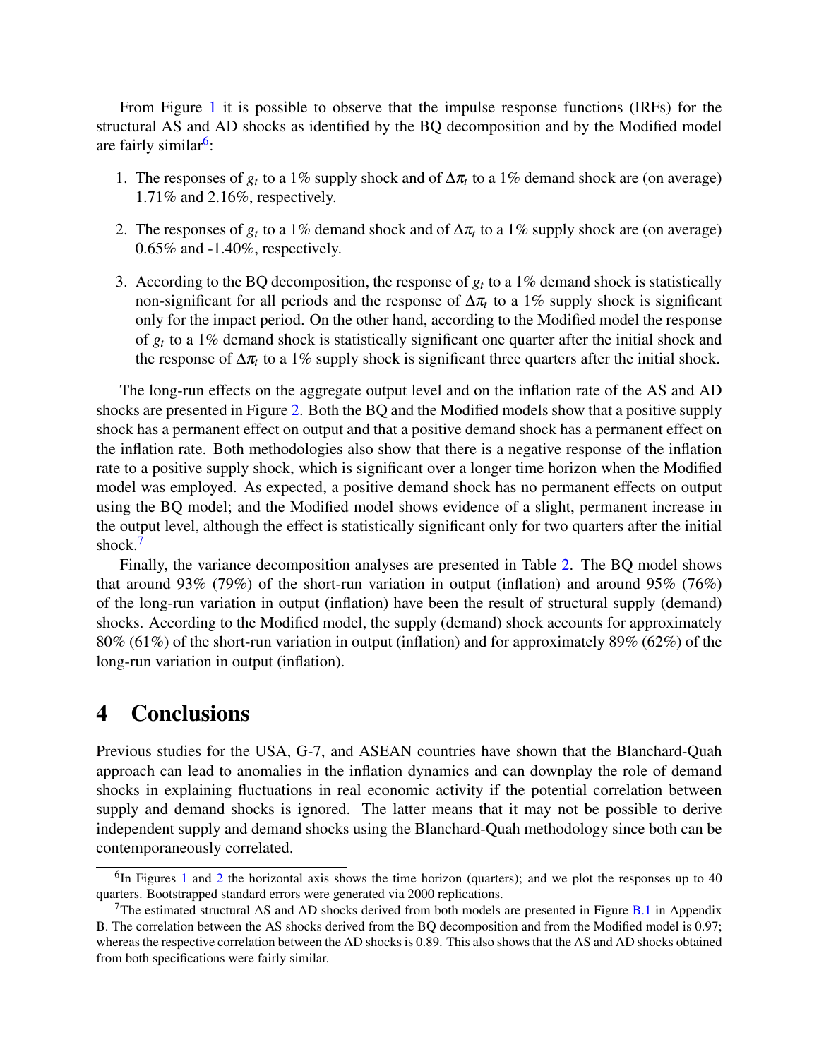From Figure 1 it is possible to observe that the impulse response functions (IRFs) for the structural AS and AD shocks as identified by the BQ decomposition and by the Modified model are fairly similar[6]:

1. The responses of $g_t$ to a 1% supply shock and of $\Delta\pi_t$ to a 1% demand shock are (on average) 1.71% and 2.16%, respectively.

2. The responses of $g_t$ to a 1% demand shock and of $\Delta\pi_t$ to a 1% supply shock are (on average) 0.65% and -1.40%, respectively.

3. According to the BQ decomposition, the response of $g_t$ to a 1% demand shock is statistically non-significant for all periods and the response of $\Delta\pi_t$ to a 1% supply shock is significant only for the impact period. On the other hand, according to the Modified model the response of $g_t$ to a 1% demand shock is statistically significant one quarter after the initial shock and the response of $\Delta\pi_t$ to a 1% supply shock is significant three quarters after the initial shock.

The long-run effects on the aggregate output level and on the inflation rate of the AS and AD shocks are presented in Figure 2. Both the BQ and the Modified models show that a positive supply shock has a permanent effect on output and that a positive demand shock has a permanent effect on the inflation rate. Both methodologies also show that there is a negative response of the inflation rate to a positive supply shock, which is significant over a longer time horizon when the Modified model was employed. As expected, a positive demand shock has no permanent effects on output using the BQ model; and the Modified model shows evidence of a slight, permanent increase in the output level, although the effect is statistically significant only for two quarters after the initial shock.[7]

Finally, the variance decomposition analyses are presented in Table 2. The BQ model shows that around 93% (79%) of the short-run variation in output (inflation) and around 95% (76%) of the long-run variation in output (inflation) have been the result of structural supply (demand) shocks. According to the Modified model, the supply (demand) shock accounts for approximately 80% (61%) of the short-run variation in output (inflation) and for approximately 89% (62%) of the long-run variation in output (inflation).

# 4 Conclusions

Previous studies for the USA, G-7, and ASEAN countries have shown that the Blanchard-Quah approach can lead to anomalies in the inflation dynamics and can downplay the role of demand shocks in explaining fluctuations in real economic activity if the potential correlation between supply and demand shocks is ignored. The latter means that it may not be possible to derive independent supply and demand shocks using the Blanchard-Quah methodology since both can be contemporaneously correlated.

[6] In Figures 1 and 2 the horizontal axis shows the time horizon (quarters); and we plot the responses up to 40 quarters. Bootstrapped standard errors were generated via 2000 replications.

[7] The estimated structural AS and AD shocks derived from both models are presented in Figure B.1 in Appendix B. The correlation between the AS shocks derived from the BQ decomposition and from the Modified model is 0.97; whereas the respective correlation between the AD shocks is 0.89. This also shows that the AS and AD shocks obtained from both specifications were fairly similar.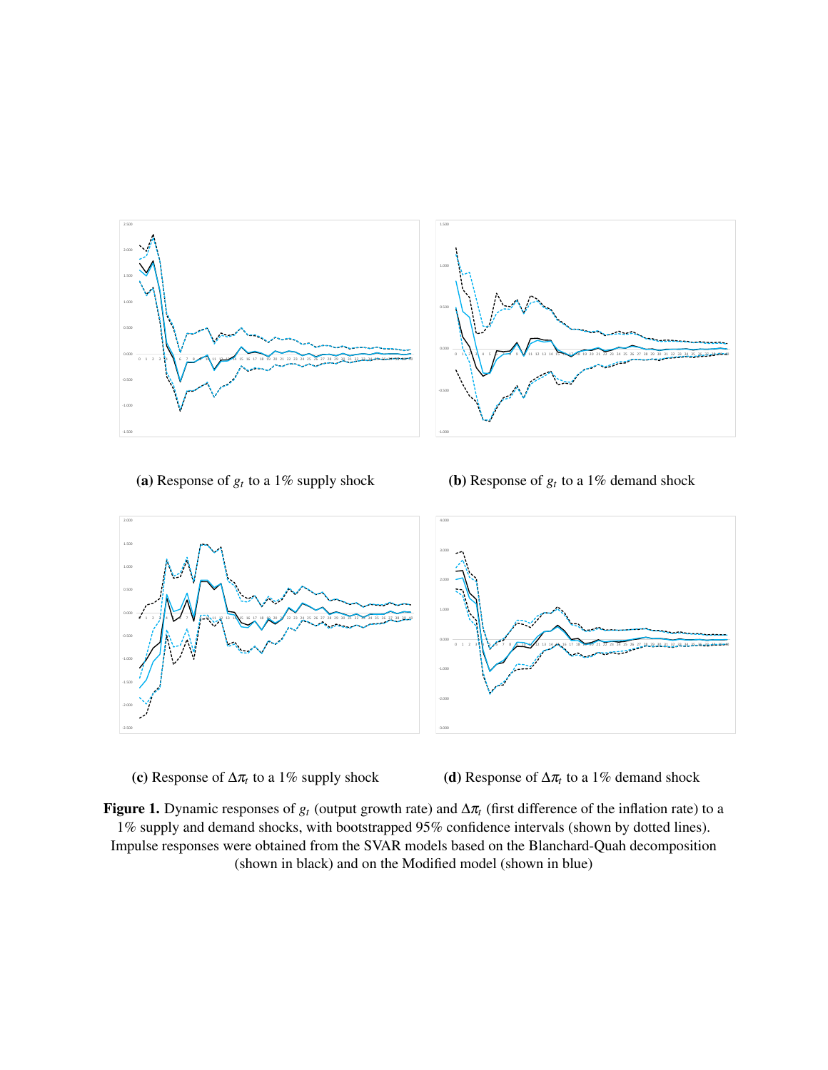**(a)** Response of $g_t$ to a 1% supply shock

**(b)** Response of $g_t$ to a 1% demand shock

**(c)** Response of $\Delta\pi_t$ to a 1% supply shock

**(d)** Response of $\Delta\pi_t$ to a 1% demand shock

**Figure 1.** Dynamic responses of $g_t$ (output growth rate) and $\Delta\pi_t$ (first difference of the inflation rate) to a 1% supply and demand shocks, with bootstrapped 95% confidence intervals (shown by dotted lines). Impulse responses were obtained from the SVAR models based on the Blanchard-Quah decomposition (shown in black) and on the Modified model (shown in blue)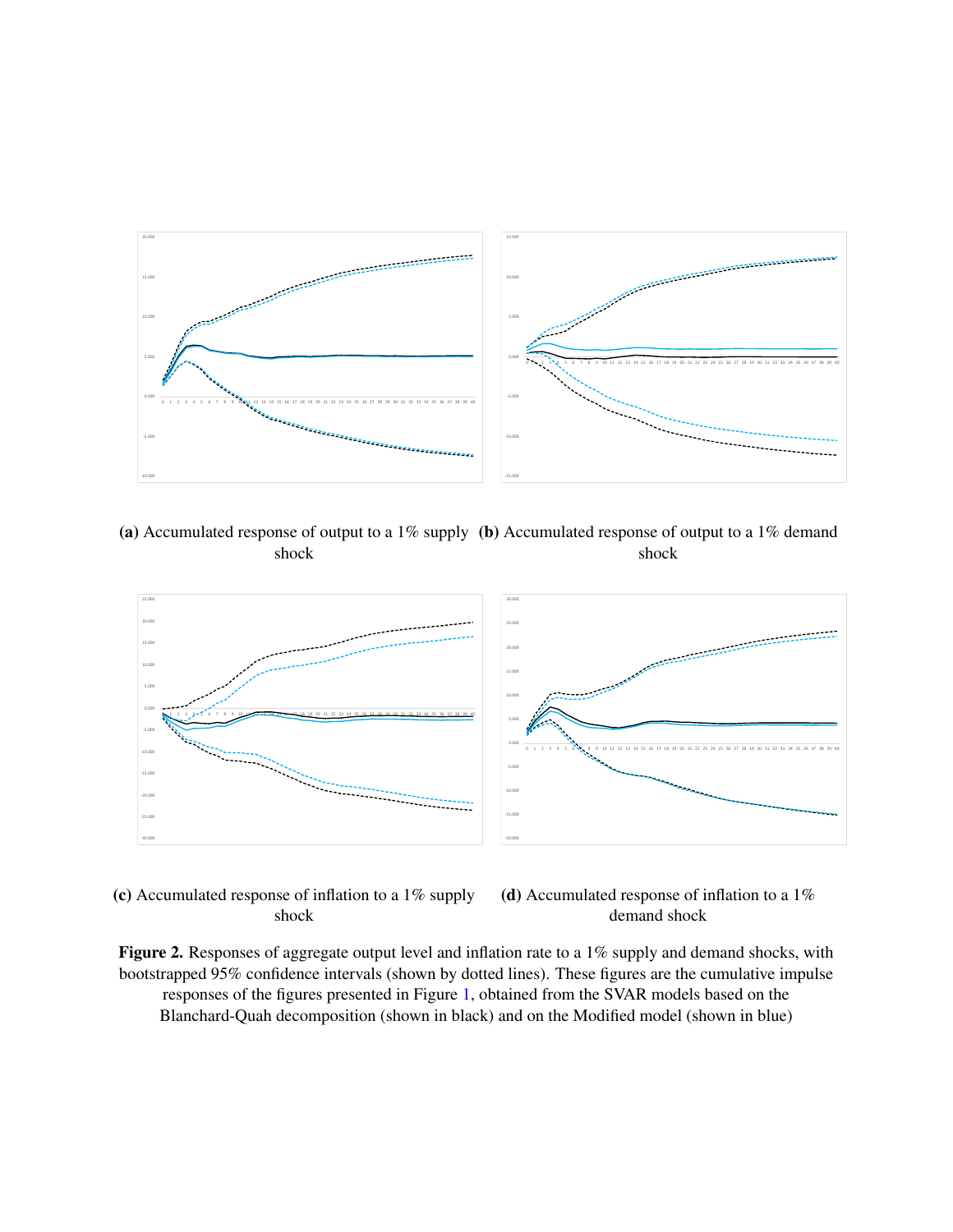(a) Accumulated response of output to a 1% supply shock

(b) Accumulated response of output to a 1% demand shock

(c) Accumulated response of inflation to a 1% supply shock

(d) Accumulated response of inflation to a 1% demand shock

**Figure 2.** Responses of aggregate output level and inflation rate to a 1% supply and demand shocks, with bootstrapped 95% confidence intervals (shown by dotted lines). These figures are the cumulative impulse responses of the figures presented in Figure 1, obtained from the SVAR models based on the Blanchard-Quah decomposition (shown in black) and on the Modified model (shown in blue)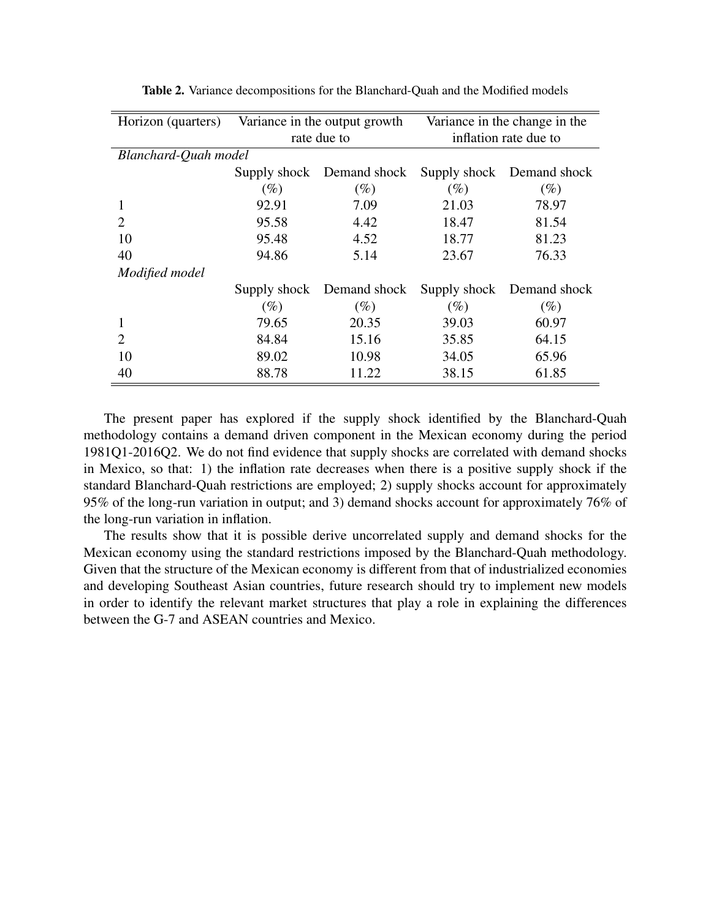**Table 2.** Variance decompositions for the Blanchard-Quah and the Modified models

| Horizon (quarters) | Variance in the output growth rate due to | | Variance in the change in the inflation rate due to | |
|---|---|---|---|---|
| *Blanchard-Quah model* | | | | |
| | Supply shock (%) | Demand shock (%) | Supply shock (%) | Demand shock (%) |
| 1 | 92.91 | 7.09 | 21.03 | 78.97 |
| 2 | 95.58 | 4.42 | 18.47 | 81.54 |
| 10 | 95.48 | 4.52 | 18.77 | 81.23 |
| 40 | 94.86 | 5.14 | 23.67 | 76.33 |
| *Modified model* | | | | |
| | Supply shock (%) | Demand shock (%) | Supply shock (%) | Demand shock (%) |
| 1 | 79.65 | 20.35 | 39.03 | 60.97 |
| 2 | 84.84 | 15.16 | 35.85 | 64.15 |
| 10 | 89.02 | 10.98 | 34.05 | 65.96 |
| 40 | 88.78 | 11.22 | 38.15 | 61.85 |

The present paper has explored if the supply shock identified by the Blanchard-Quah methodology contains a demand driven component in the Mexican economy during the period 1981Q1-2016Q2. We do not find evidence that supply shocks are correlated with demand shocks in Mexico, so that: 1) the inflation rate decreases when there is a positive supply shock if the standard Blanchard-Quah restrictions are employed; 2) supply shocks account for approximately 95% of the long-run variation in output; and 3) demand shocks account for approximately 76% of the long-run variation in inflation.

The results show that it is possible derive uncorrelated supply and demand shocks for the Mexican economy using the standard restrictions imposed by the Blanchard-Quah methodology. Given that the structure of the Mexican economy is different from that of industrialized economies and developing Southeast Asian countries, future research should try to implement new models in order to identify the relevant market structures that play a role in explaining the differences between the G-7 and ASEAN countries and Mexico.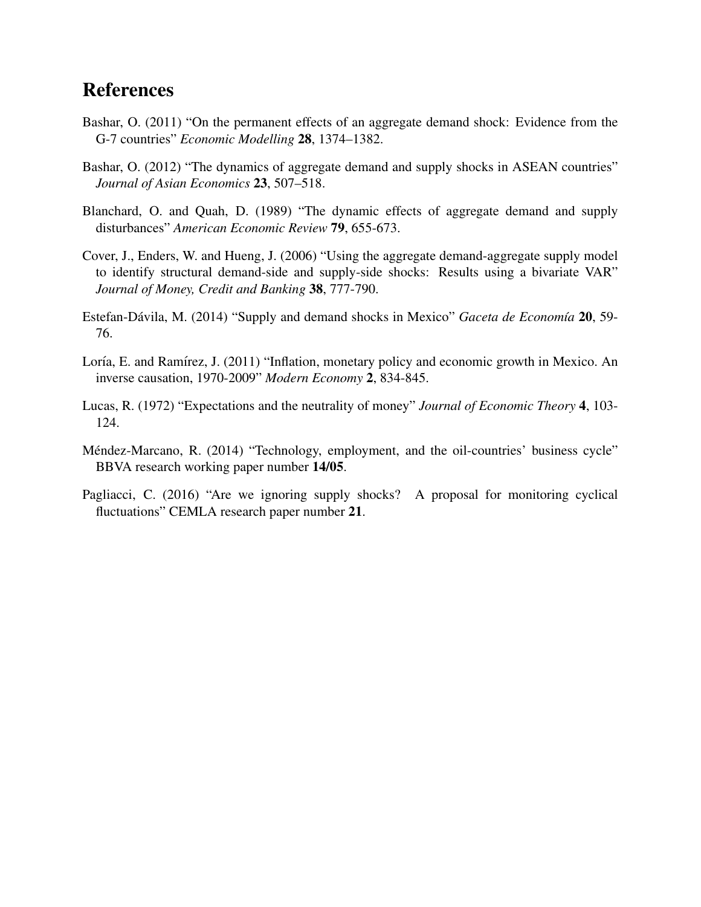## References

Bashar, O. (2011) "On the permanent effects of an aggregate demand shock: Evidence from the G-7 countries" *Economic Modelling* **28**, 1374–1382.

Bashar, O. (2012) "The dynamics of aggregate demand and supply shocks in ASEAN countries" *Journal of Asian Economics* **23**, 507–518.

Blanchard, O. and Quah, D. (1989) "The dynamic effects of aggregate demand and supply disturbances" *American Economic Review* **79**, 655-673.

Cover, J., Enders, W. and Hueng, J. (2006) "Using the aggregate demand-aggregate supply model to identify structural demand-side and supply-side shocks: Results using a bivariate VAR" *Journal of Money, Credit and Banking* **38**, 777-790.

Estefan-Dávila, M. (2014) "Supply and demand shocks in Mexico" *Gaceta de Economía* **20**, 59-76.

Loría, E. and Ramírez, J. (2011) "Inflation, monetary policy and economic growth in Mexico. An inverse causation, 1970-2009" *Modern Economy* **2**, 834-845.

Lucas, R. (1972) "Expectations and the neutrality of money" *Journal of Economic Theory* **4**, 103-124.

Méndez-Marcano, R. (2014) "Technology, employment, and the oil-countries' business cycle" BBVA research working paper number **14/05**.

Pagliacci, C. (2016) "Are we ignoring supply shocks? A proposal for monitoring cyclical fluctuations" CEMLA research paper number **21**.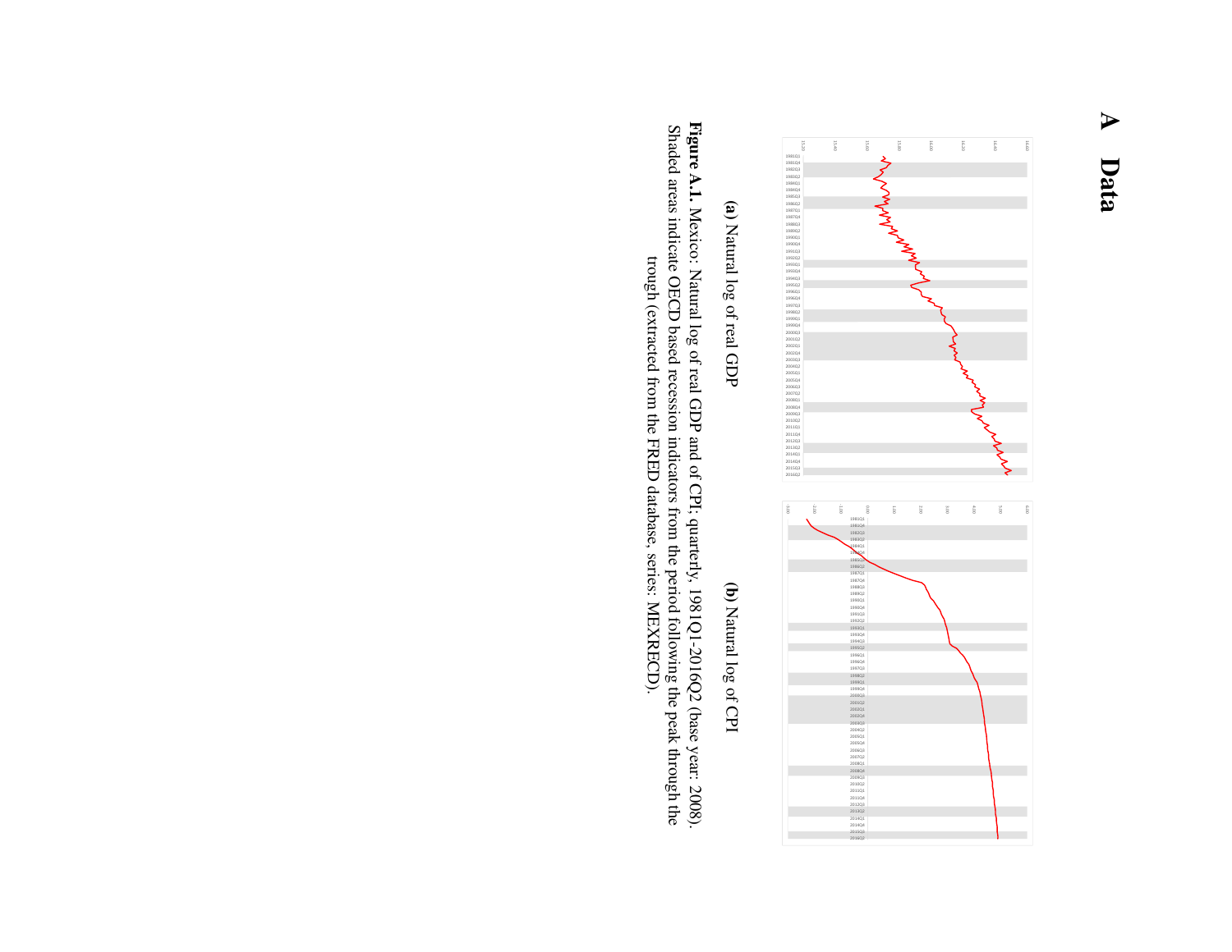# A Data

(a) Natural log of real GDP

(b) Natural log of CPI

**Figure A.1.** Mexico: Natural log of real GDP and of CPI; quarterly, 1981Q1-2016Q2 (base year: 2008). Shaded areas indicate OECD based recession indicators from the period following the peak through the trough (extracted from the FRED database, series: MEXRECD).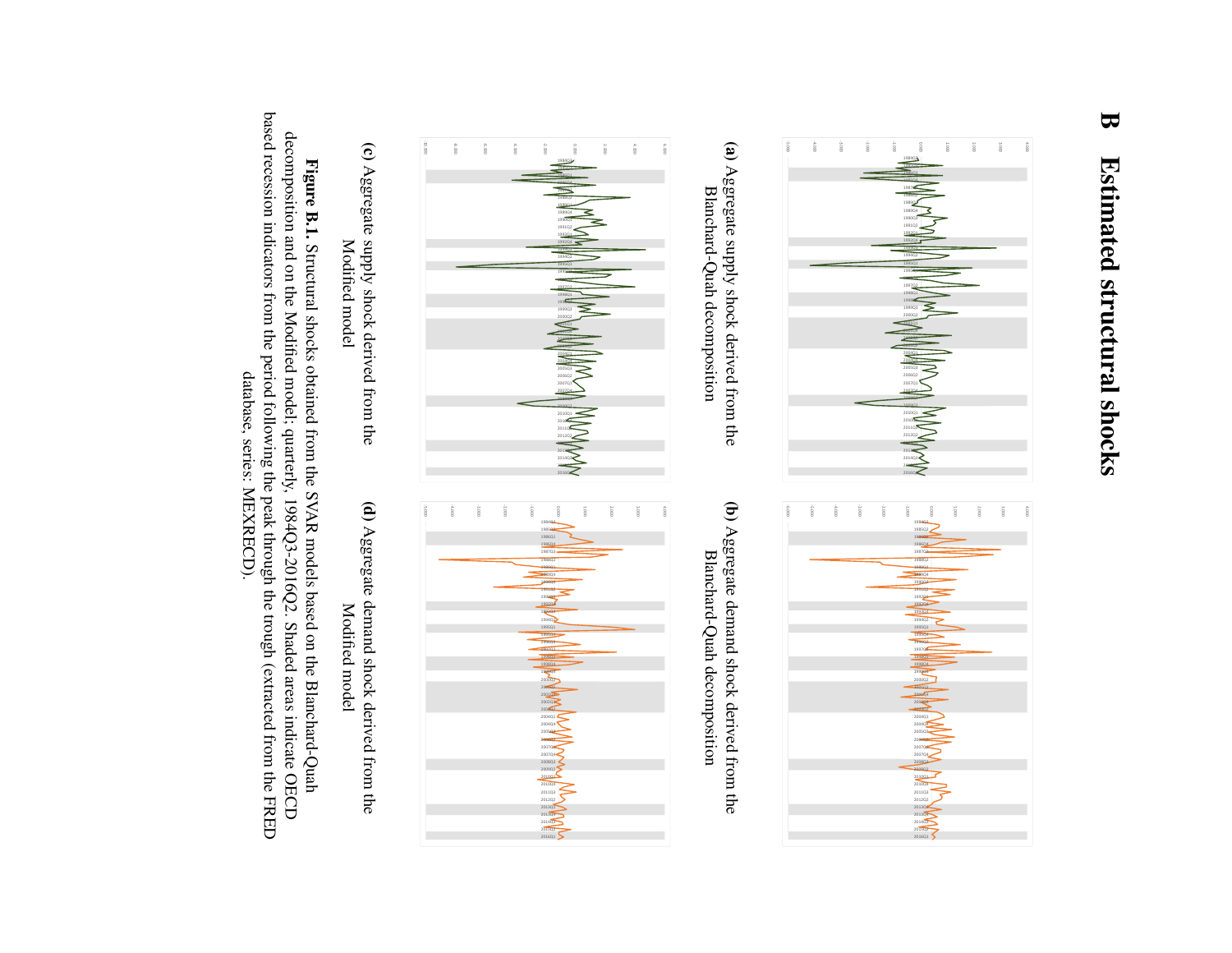# B Estimated structural shocks

(a) Aggregate supply shock derived from the Blanchard-Quah decomposition

(b) Aggregate demand shock derived from the Blanchard-Quah decomposition

(c) Aggregate supply shock derived from the Modified model

(d) Aggregate demand shock derived from the Modified model

**Figure B.1.** Structural shocks obtained from the SVAR models based on the Blanchard-Quah decomposition and on the Modified model; quarterly, 1984Q3-2016Q2. Shaded areas indicate OECD based recession indicators from the period following the peak through the trough (extracted from the FRED database, series: MEXRECD).